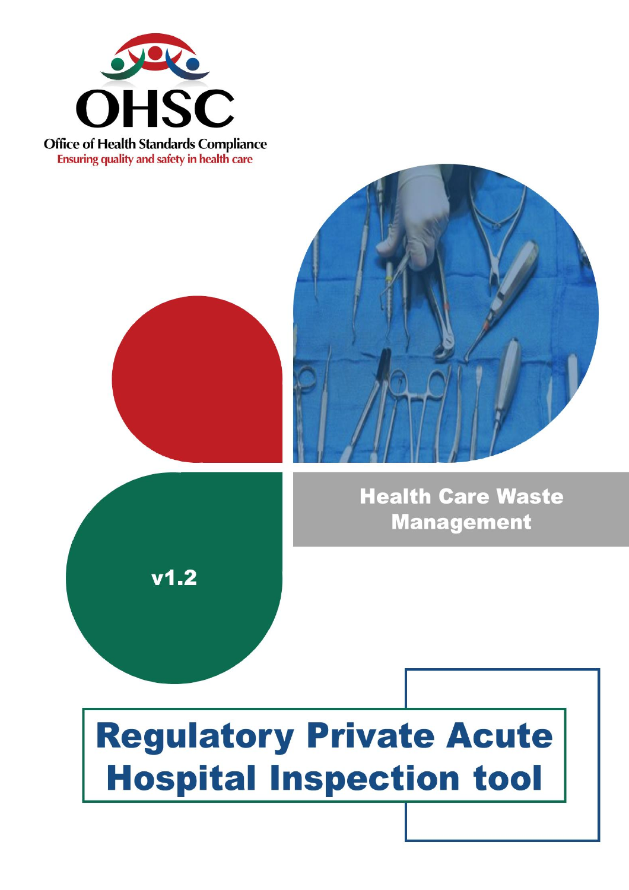OHSC

Office of Health Standards Compliance

Ensuring quality and safety in health care

## Health Care Waste Management

v1.2

# Regulatory Private Acute Hospital Inspection tool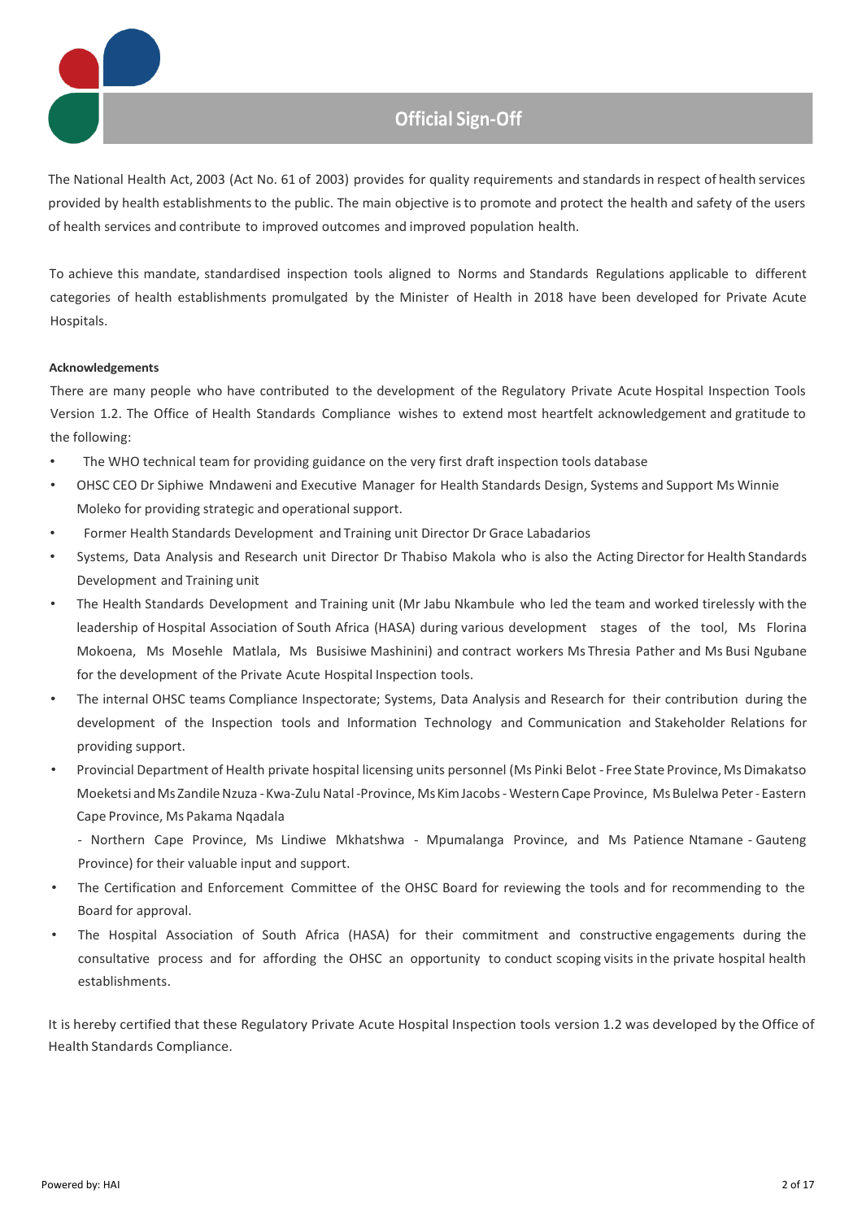# Official Sign-Off

The National Health Act, 2003 (Act No. 61 of 2003) provides for quality requirements and standards in respect of health services provided by health establishments to the public. The main objective is to promote and protect the health and safety of the users of health services and contribute to improved outcomes and improved population health.

To achieve this mandate, standardised inspection tools aligned to Norms and Standards Regulations applicable to different categories of health establishments promulgated by the Minister of Health in 2018 have been developed for Private Acute Hospitals.

**Acknowledgements**

There are many people who have contributed to the development of the Regulatory Private Acute Hospital Inspection Tools Version 1.2. The Office of Health Standards Compliance wishes to extend most heartfelt acknowledgement and gratitude to the following:

- The WHO technical team for providing guidance on the very first draft inspection tools database
- OHSC CEO Dr Siphiwe Mndaweni and Executive Manager for Health Standards Design, Systems and Support Ms Winnie Moleko for providing strategic and operational support.
- Former Health Standards Development and Training unit Director Dr Grace Labadarios
- Systems, Data Analysis and Research unit Director Dr Thabiso Makola who is also the Acting Director for Health Standards Development and Training unit
- The Health Standards Development and Training unit (Mr Jabu Nkambule who led the team and worked tirelessly with the leadership of Hospital Association of South Africa (HASA) during various development stages of the tool, Ms Florina Mokoena, Ms Mosehle Matlala, Ms Busisiwe Mashinini) and contract workers Ms Thresia Pather and Ms Busi Ngubane for the development of the Private Acute Hospital Inspection tools.
- The internal OHSC teams Compliance Inspectorate; Systems, Data Analysis and Research for their contribution during the development of the Inspection tools and Information Technology and Communication and Stakeholder Relations for providing support.
- Provincial Department of Health private hospital licensing units personnel (Ms Pinki Belot - Free State Province, Ms Dimakatso Moeketsi and Ms Zandile Nzuza - Kwa-Zulu Natal -Province, Ms Kim Jacobs - Western Cape Province, Ms Bulelwa Peter - Eastern Cape Province, Ms Pakama Nqadala

  - Northern Cape Province, Ms Lindiwe Mkhatshwa - Mpumalanga Province, and Ms Patience Ntamane - Gauteng Province) for their valuable input and support.
- The Certification and Enforcement Committee of the OHSC Board for reviewing the tools and for recommending to the Board for approval.
- The Hospital Association of South Africa (HASA) for their commitment and constructive engagements during the consultative process and for affording the OHSC an opportunity to conduct scoping visits in the private hospital health establishments.

It is hereby certified that these Regulatory Private Acute Hospital Inspection tools version 1.2 was developed by the Office of Health Standards Compliance.

Powered by: HAI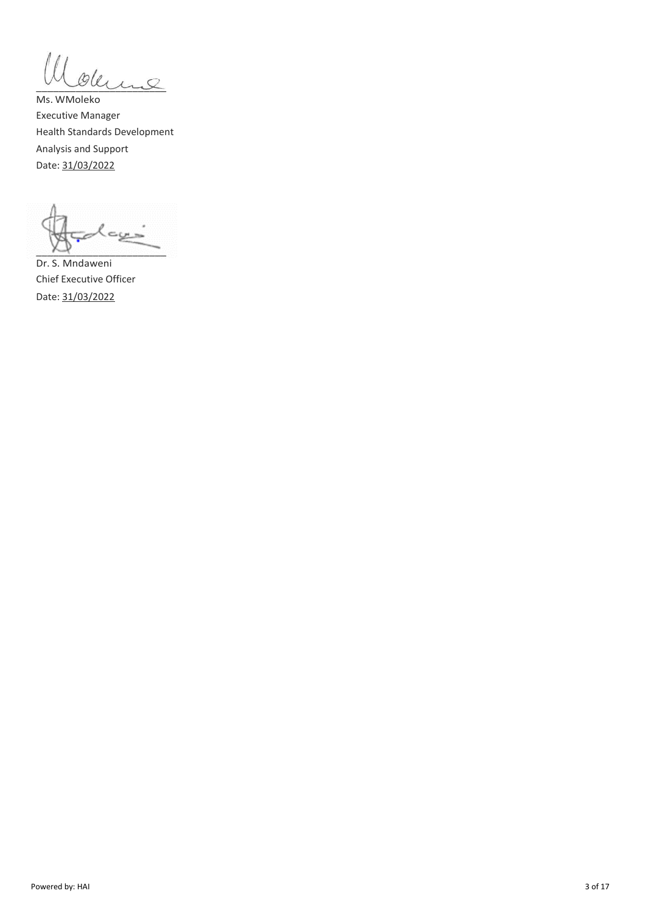Ms. WMoleko
Executive Manager
Health Standards Development
Analysis and Support
Date: 31/03/2022

Dr. S. Mndaweni
Chief Executive Officer
Date: 31/03/2022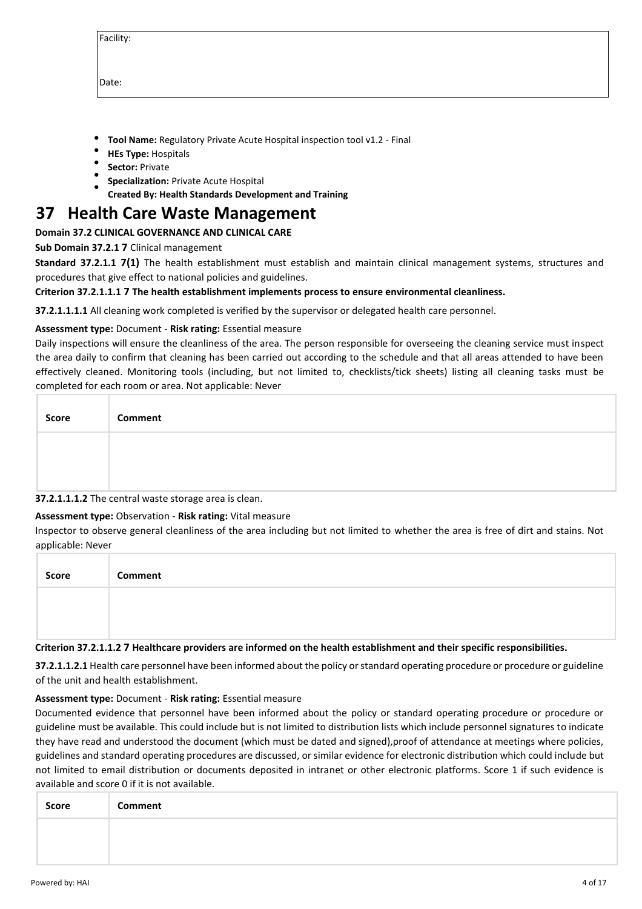| Facility: |
|---|
| Date: |

- **Tool Name:** Regulatory Private Acute Hospital inspection tool v1.2 - Final
- **HEs Type:** Hospitals
- **Sector:** Private
- **Specialization:** Private Acute Hospital
- **Created By: Health Standards Development and Training**

# 37 Health Care Waste Management

**Domain 37.2 CLINICAL GOVERNANCE AND CLINICAL CARE**

**Sub Domain 37.2.1 7** Clinical management

**Standard 37.2.1.1 7(1)** The health establishment must establish and maintain clinical management systems, structures and procedures that give effect to national policies and guidelines.

**Criterion 37.2.1.1.1 7 The health establishment implements process to ensure environmental cleanliness.**

**37.2.1.1.1.1** All cleaning work completed is verified by the supervisor or delegated health care personnel.

**Assessment type:** Document - **Risk rating:** Essential measure

Daily inspections will ensure the cleanliness of the area. The person responsible for overseeing the cleaning service must inspect the area daily to confirm that cleaning has been carried out according to the schedule and that all areas attended to have been effectively cleaned. Monitoring tools (including, but not limited to, checklists/tick sheets) listing all cleaning tasks must be completed for each room or area. Not applicable: Never

| Score | Comment |
|---|---|
| | |

**37.2.1.1.1.2** The central waste storage area is clean.

**Assessment type:** Observation - **Risk rating:** Vital measure

Inspector to observe general cleanliness of the area including but not limited to whether the area is free of dirt and stains. Not applicable: Never

| Score | Comment |
|---|---|
| | |

**Criterion 37.2.1.1.2 7 Healthcare providers are informed on the health establishment and their specific responsibilities.**

**37.2.1.1.2.1** Health care personnel have been informed about the policy or standard operating procedure or procedure or guideline of the unit and health establishment.

**Assessment type:** Document - **Risk rating:** Essential measure

Documented evidence that personnel have been informed about the policy or standard operating procedure or procedure or guideline must be available. This could include but is not limited to distribution lists which include personnel signatures to indicate they have read and understood the document (which must be dated and signed),proof of attendance at meetings where policies, guidelines and standard operating procedures are discussed, or similar evidence for electronic distribution which could include but not limited to email distribution or documents deposited in intranet or other electronic platforms. Score 1 if such evidence is available and score 0 if it is not available.

| Score | Comment |
|---|---|
| | |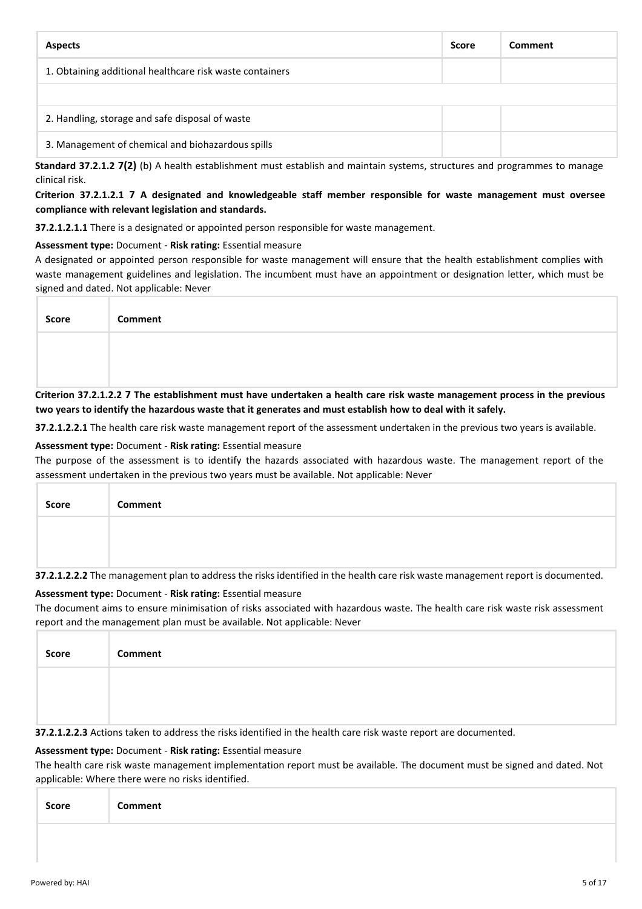| Aspects | Score | Comment |
|---|---|---|
| 1. Obtaining additional healthcare risk waste containers | | |
| | | |
| 2. Handling, storage and safe disposal of waste | | |
| 3. Management of chemical and biohazardous spills | | |

**Standard 37.2.1.2 7(2)** (b) A health establishment must establish and maintain systems, structures and programmes to manage clinical risk.

**Criterion 37.2.1.2.1 7 A designated and knowledgeable staff member responsible for waste management must oversee compliance with relevant legislation and standards.**

**37.2.1.2.1.1** There is a designated or appointed person responsible for waste management.

**Assessment type:** Document - **Risk rating:** Essential measure

A designated or appointed person responsible for waste management will ensure that the health establishment complies with waste management guidelines and legislation. The incumbent must have an appointment or designation letter, which must be signed and dated. Not applicable: Never

| Score | Comment |
|---|---|
| | |

**Criterion 37.2.1.2.2 7 The establishment must have undertaken a health care risk waste management process in the previous two years to identify the hazardous waste that it generates and must establish how to deal with it safely.**

**37.2.1.2.2.1** The health care risk waste management report of the assessment undertaken in the previous two years is available.

**Assessment type:** Document - **Risk rating:** Essential measure

The purpose of the assessment is to identify the hazards associated with hazardous waste. The management report of the assessment undertaken in the previous two years must be available. Not applicable: Never

| Score | Comment |
|---|---|
| | |

**37.2.1.2.2.2** The management plan to address the risks identified in the health care risk waste management report is documented.

**Assessment type:** Document - **Risk rating:** Essential measure

The document aims to ensure minimisation of risks associated with hazardous waste. The health care risk waste risk assessment report and the management plan must be available. Not applicable: Never

| Score | Comment |
|---|---|
| | |

**37.2.1.2.2.3** Actions taken to address the risks identified in the health care risk waste report are documented.

**Assessment type:** Document - **Risk rating:** Essential measure

The health care risk waste management implementation report must be available. The document must be signed and dated. Not applicable: Where there were no risks identified.

| Score | Comment |
|---|---|
| | |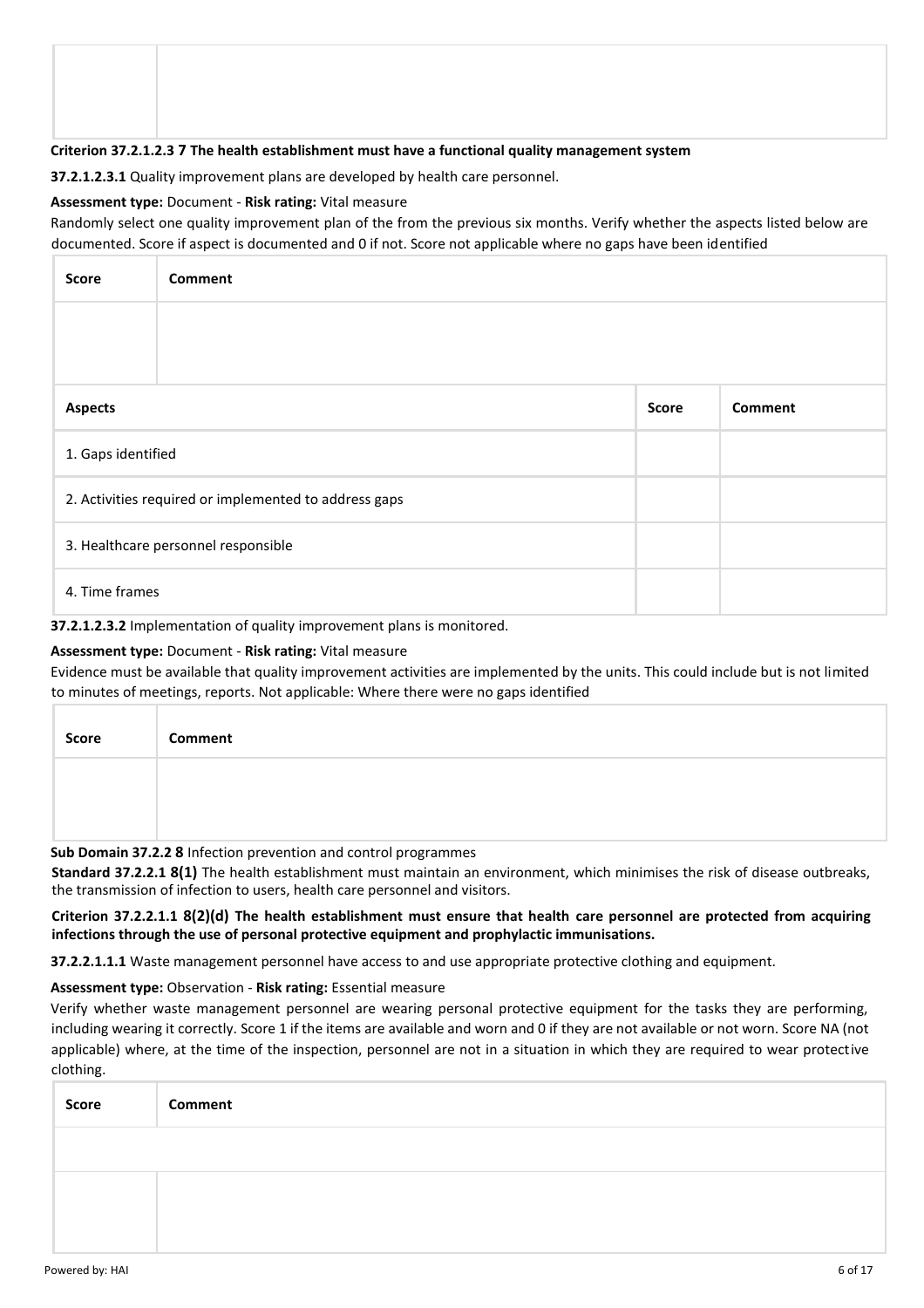| | |
|---|---|
| | |

**Criterion 37.2.1.2.3 7 The health establishment must have a functional quality management system**

**37.2.1.2.3.1** Quality improvement plans are developed by health care personnel.

**Assessment type:** Document - **Risk rating:** Vital measure

Randomly select one quality improvement plan of the from the previous six months. Verify whether the aspects listed below are documented. Score if aspect is documented and 0 if not. Score not applicable where no gaps have been identified

| Score | Comment |
|---|---|
| | |

| Aspects | Score | Comment |
|---|---|---|
| 1. Gaps identified | | |
| 2. Activities required or implemented to address gaps | | |
| 3. Healthcare personnel responsible | | |
| 4. Time frames | | |

**37.2.1.2.3.2** Implementation of quality improvement plans is monitored.

**Assessment type:** Document - **Risk rating:** Vital measure

Evidence must be available that quality improvement activities are implemented by the units. This could include but is not limited to minutes of meetings, reports. Not applicable: Where there were no gaps identified

| Score | Comment |
|---|---|
| | |

**Sub Domain 37.2.2 8** Infection prevention and control programmes

**Standard 37.2.2.1 8(1)** The health establishment must maintain an environment, which minimises the risk of disease outbreaks, the transmission of infection to users, health care personnel and visitors.

**Criterion 37.2.2.1.1 8(2)(d) The health establishment must ensure that health care personnel are protected from acquiring infections through the use of personal protective equipment and prophylactic immunisations.**

**37.2.2.1.1.1** Waste management personnel have access to and use appropriate protective clothing and equipment.

**Assessment type:** Observation - **Risk rating:** Essential measure

Verify whether waste management personnel are wearing personal protective equipment for the tasks they are performing, including wearing it correctly. Score 1 if the items are available and worn and 0 if they are not available or not worn. Score NA (not applicable) where, at the time of the inspection, personnel are not in a situation in which they are required to wear protective clothing.

| Score | Comment |
|---|---|
| | |
| | |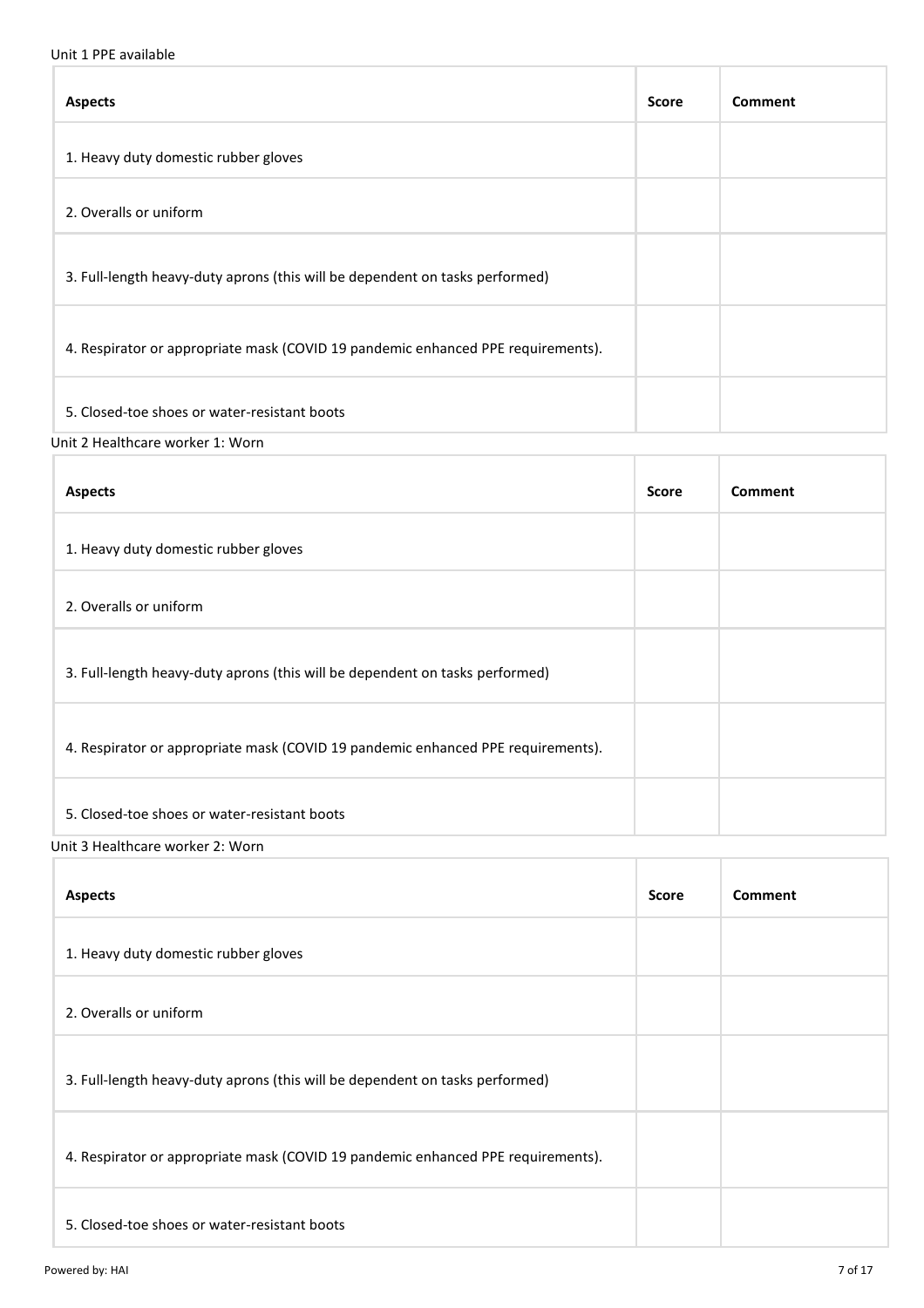Unit 1 PPE available

| Aspects | Score | Comment |
| --- | --- | --- |
| 1. Heavy duty domestic rubber gloves | | |
| 2. Overalls or uniform | | |
| 3. Full-length heavy-duty aprons (this will be dependent on tasks performed) | | |
| 4. Respirator or appropriate mask (COVID 19 pandemic enhanced PPE requirements). | | |
| 5. Closed-toe shoes or water-resistant boots | | |

Unit 2 Healthcare worker 1: Worn

| Aspects | Score | Comment |
| --- | --- | --- |
| 1. Heavy duty domestic rubber gloves | | |
| 2. Overalls or uniform | | |
| 3. Full-length heavy-duty aprons (this will be dependent on tasks performed) | | |
| 4. Respirator or appropriate mask (COVID 19 pandemic enhanced PPE requirements). | | |
| 5. Closed-toe shoes or water-resistant boots | | |

Unit 3 Healthcare worker 2: Worn

| Aspects | Score | Comment |
| --- | --- | --- |
| 1. Heavy duty domestic rubber gloves | | |
| 2. Overalls or uniform | | |
| 3. Full-length heavy-duty aprons (this will be dependent on tasks performed) | | |
| 4. Respirator or appropriate mask (COVID 19 pandemic enhanced PPE requirements). | | |
| 5. Closed-toe shoes or water-resistant boots | | |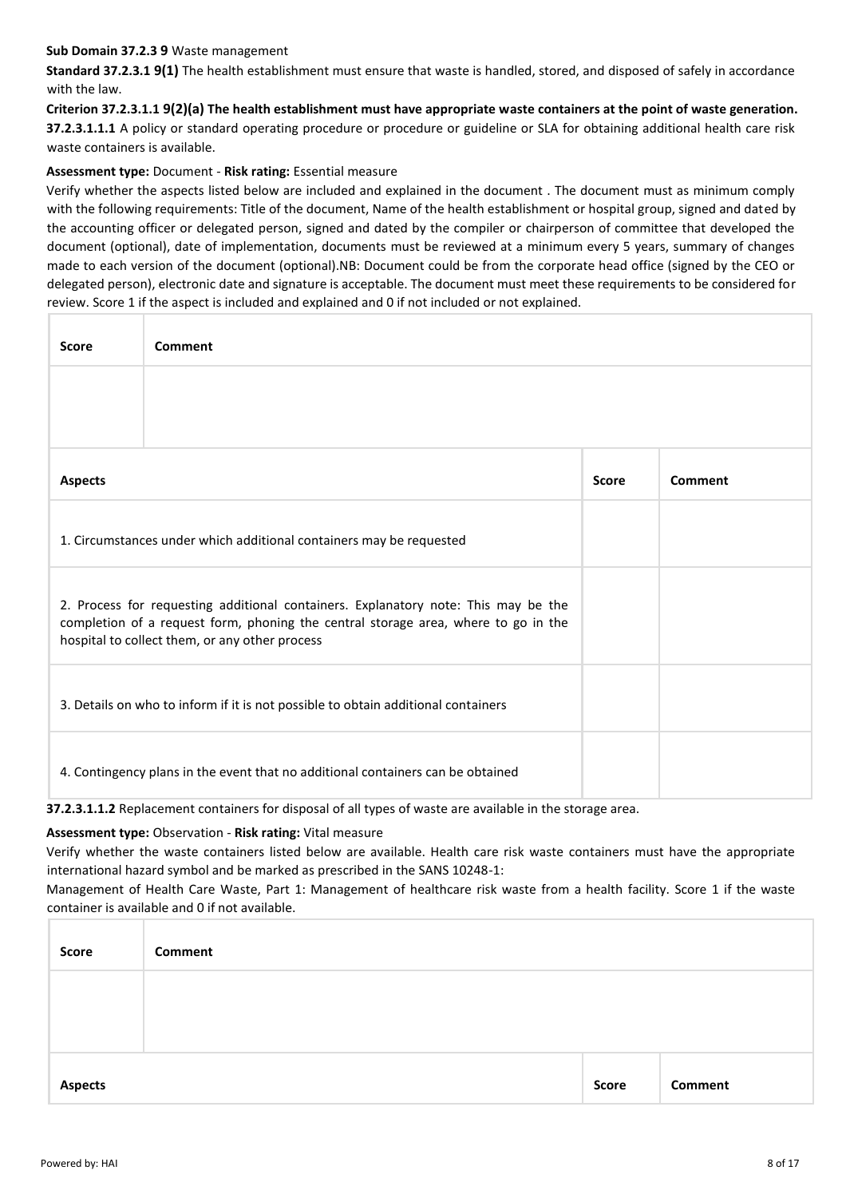**Sub Domain 37.2.3 9** Waste management

**Standard 37.2.3.1 9(1)** The health establishment must ensure that waste is handled, stored, and disposed of safely in accordance with the law.

**Criterion 37.2.3.1.1 9(2)(a) The health establishment must have appropriate waste containers at the point of waste generation.**

**37.2.3.1.1.1** A policy or standard operating procedure or procedure or guideline or SLA for obtaining additional health care risk waste containers is available.

**Assessment type:** Document - **Risk rating:** Essential measure

Verify whether the aspects listed below are included and explained in the document . The document must as minimum comply with the following requirements: Title of the document, Name of the health establishment or hospital group, signed and dated by the accounting officer or delegated person, signed and dated by the compiler or chairperson of committee that developed the document (optional), date of implementation, documents must be reviewed at a minimum every 5 years, summary of changes made to each version of the document (optional).NB: Document could be from the corporate head office (signed by the CEO or delegated person), electronic date and signature is acceptable. The document must meet these requirements to be considered for review. Score 1 if the aspect is included and explained and 0 if not included or not explained.

| Score | Comment |
|---|---|
| | |

| Aspects | Score | Comment |
|---|---|---|
| 1. Circumstances under which additional containers may be requested | | |
| 2. Process for requesting additional containers. Explanatory note: This may be the completion of a request form, phoning the central storage area, where to go in the hospital to collect them, or any other process | | |
| 3. Details on who to inform if it is not possible to obtain additional containers | | |
| 4. Contingency plans in the event that no additional containers can be obtained | | |

**37.2.3.1.1.2** Replacement containers for disposal of all types of waste are available in the storage area.

**Assessment type:** Observation - **Risk rating:** Vital measure

Verify whether the waste containers listed below are available. Health care risk waste containers must have the appropriate international hazard symbol and be marked as prescribed in the SANS 10248-1:

Management of Health Care Waste, Part 1: Management of healthcare risk waste from a health facility. Score 1 if the waste container is available and 0 if not available.

| Score | Comment |
|---|---|
| | |

| Aspects | Score | Comment |
|---|---|---|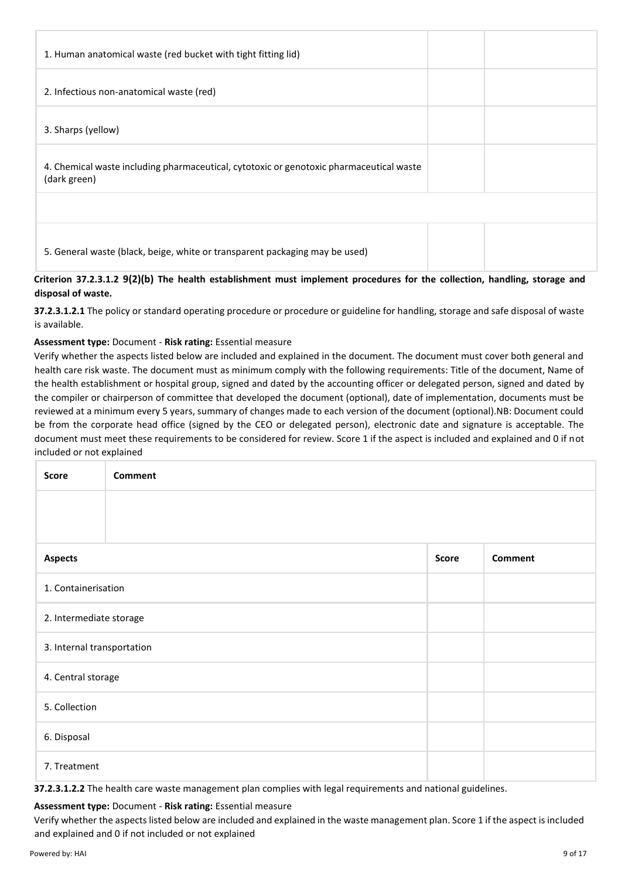| | | |
|---|---|---|
| 1. Human anatomical waste (red bucket with tight fitting lid) | | |
| 2. Infectious non-anatomical waste (red) | | |
| 3. Sharps (yellow) | | |
| 4. Chemical waste including pharmaceutical, cytotoxic or genotoxic pharmaceutical waste (dark green) | | |
| | | |
| 5. General waste (black, beige, white or transparent packaging may be used) | | |

**Criterion 37.2.3.1.2 9(2)(b) The health establishment must implement procedures for the collection, handling, storage and disposal of waste.**

**37.2.3.1.2.1** The policy or standard operating procedure or procedure or guideline for handling, storage and safe disposal of waste is available.

**Assessment type:** Document - **Risk rating:** Essential measure

Verify whether the aspects listed below are included and explained in the document. The document must cover both general and health care risk waste. The document must as minimum comply with the following requirements: Title of the document, Name of the health establishment or hospital group, signed and dated by the accounting officer or delegated person, signed and dated by the compiler or chairperson of committee that developed the document (optional), date of implementation, documents must be reviewed at a minimum every 5 years, summary of changes made to each version of the document (optional).NB: Document could be from the corporate head office (signed by the CEO or delegated person), electronic date and signature is acceptable. The document must meet these requirements to be considered for review. Score 1 if the aspect is included and explained and 0 if not included or not explained

| Score | Comment |
|---|---|
| | |

| Aspects | Score | Comment |
|---|---|---|
| 1. Containerisation | | |
| 2. Intermediate storage | | |
| 3. Internal transportation | | |
| 4. Central storage | | |
| 5. Collection | | |
| 6. Disposal | | |
| 7. Treatment | | |

**37.2.3.1.2.2** The health care waste management plan complies with legal requirements and national guidelines.

**Assessment type:** Document - **Risk rating:** Essential measure

Verify whether the aspects listed below are included and explained in the waste management plan. Score 1 if the aspect is included and explained and 0 if not included or not explained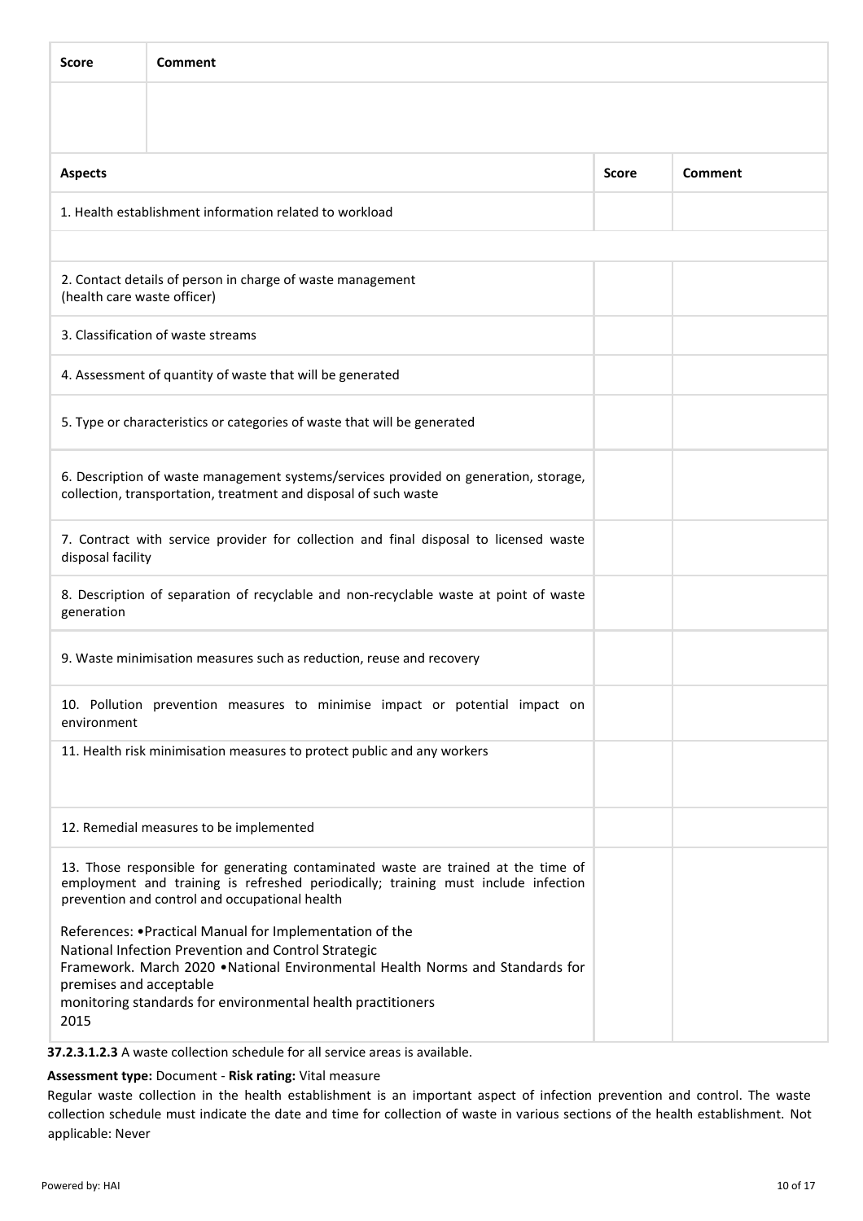| Score | Comment |
|---|---|
| | |

| Aspects | Score | Comment |
|---|---|---|
| 1. Health establishment information related to workload | | |
| | | |
| 2. Contact details of person in charge of waste management (health care waste officer) | | |
| 3. Classification of waste streams | | |
| 4. Assessment of quantity of waste that will be generated | | |
| 5. Type or characteristics or categories of waste that will be generated | | |
| 6. Description of waste management systems/services provided on generation, storage, collection, transportation, treatment and disposal of such waste | | |
| 7. Contract with service provider for collection and final disposal to licensed waste disposal facility | | |
| 8. Description of separation of recyclable and non-recyclable waste at point of waste generation | | |
| 9. Waste minimisation measures such as reduction, reuse and recovery | | |
| 10. Pollution prevention measures to minimise impact or potential impact on environment | | |
| 11. Health risk minimisation measures to protect public and any workers | | |
| 12. Remedial measures to be implemented | | |
| 13. Those responsible for generating contaminated waste are trained at the time of employment and training is refreshed periodically; training must include infection prevention and control and occupational health<br><br>References: •Practical Manual for Implementation of the National Infection Prevention and Control Strategic Framework. March 2020 •National Environmental Health Norms and Standards for premises and acceptable monitoring standards for environmental health practitioners 2015 | | |

**37.2.3.1.2.3** A waste collection schedule for all service areas is available.

**Assessment type:** Document - **Risk rating:** Vital measure

Regular waste collection in the health establishment is an important aspect of infection prevention and control. The waste collection schedule must indicate the date and time for collection of waste in various sections of the health establishment. Not applicable: Never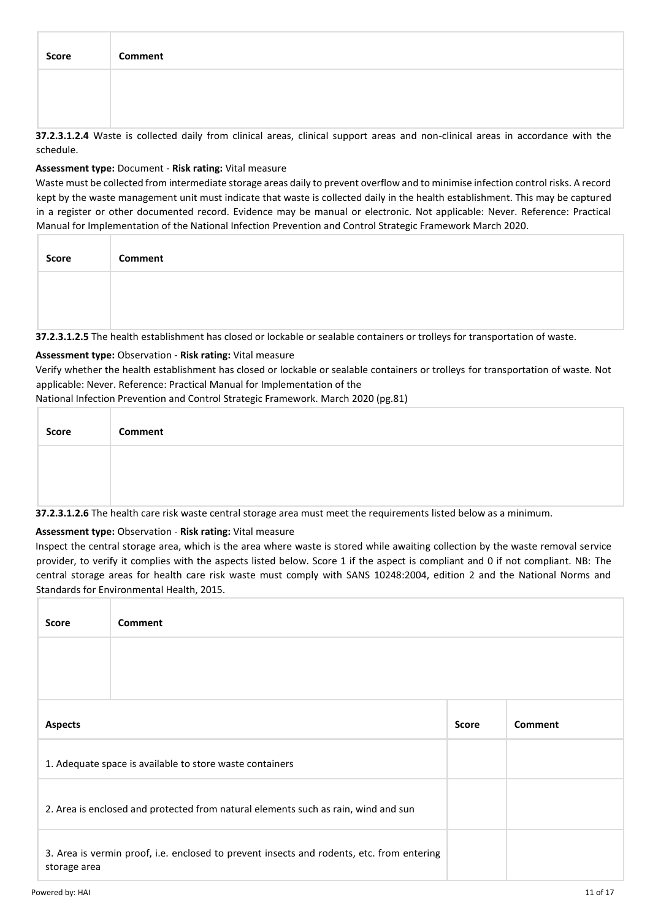| Score | Comment |
|---|---|
| | |

**37.2.3.1.2.4** Waste is collected daily from clinical areas, clinical support areas and non-clinical areas in accordance with the schedule.

**Assessment type:** Document - **Risk rating:** Vital measure

Waste must be collected from intermediate storage areas daily to prevent overflow and to minimise infection control risks. A record kept by the waste management unit must indicate that waste is collected daily in the health establishment. This may be captured in a register or other documented record. Evidence may be manual or electronic. Not applicable: Never. Reference: Practical Manual for Implementation of the National Infection Prevention and Control Strategic Framework March 2020.

| Score | Comment |
|---|---|
| | |

**37.2.3.1.2.5** The health establishment has closed or lockable or sealable containers or trolleys for transportation of waste.

**Assessment type:** Observation - **Risk rating:** Vital measure

Verify whether the health establishment has closed or lockable or sealable containers or trolleys for transportation of waste. Not applicable: Never. Reference: Practical Manual for Implementation of the National Infection Prevention and Control Strategic Framework. March 2020 (pg.81)

| Score | Comment |
|---|---|
| | |

**37.2.3.1.2.6** The health care risk waste central storage area must meet the requirements listed below as a minimum.

**Assessment type:** Observation - **Risk rating:** Vital measure

Inspect the central storage area, which is the area where waste is stored while awaiting collection by the waste removal service provider, to verify it complies with the aspects listed below. Score 1 if the aspect is compliant and 0 if not compliant. NB: The central storage areas for health care risk waste must comply with SANS 10248:2004, edition 2 and the National Norms and Standards for Environmental Health, 2015.

| Score | Comment |
|---|---|
| | |

| Aspects | Score | Comment |
|---|---|---|
| 1. Adequate space is available to store waste containers | | |
| 2. Area is enclosed and protected from natural elements such as rain, wind and sun | | |
| 3. Area is vermin proof, i.e. enclosed to prevent insects and rodents, etc. from entering storage area | | |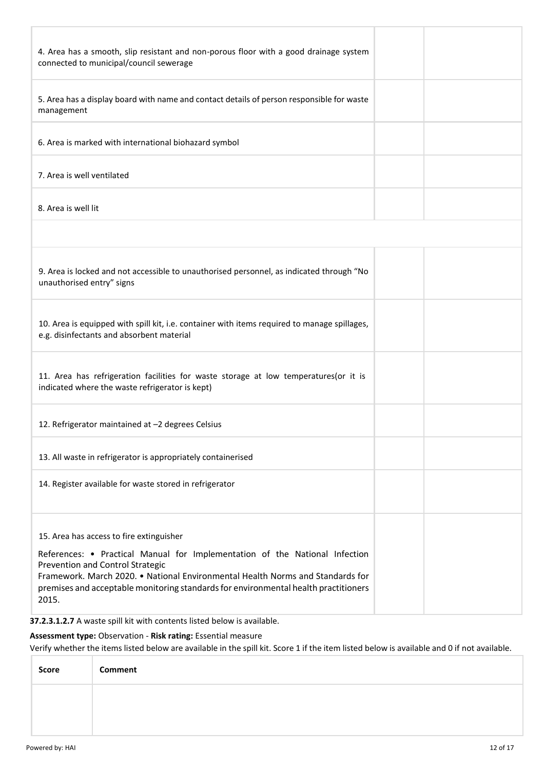| | | |
|---|---|---|
| 4. Area has a smooth, slip resistant and non-porous floor with a good drainage system connected to municipal/council sewerage | | |
| 5. Area has a display board with name and contact details of person responsible for waste management | | |
| 6. Area is marked with international biohazard symbol | | |
| 7. Area is well ventilated | | |
| 8. Area is well lit | | |
| | | |
| 9. Area is locked and not accessible to unauthorised personnel, as indicated through "No unauthorised entry" signs | | |
| 10. Area is equipped with spill kit, i.e. container with items required to manage spillages, e.g. disinfectants and absorbent material | | |
| 11. Area has refrigeration facilities for waste storage at low temperatures(or it is indicated where the waste refrigerator is kept) | | |
| 12. Refrigerator maintained at –2 degrees Celsius | | |
| 13. All waste in refrigerator is appropriately containerised | | |
| 14. Register available for waste stored in refrigerator | | |
| 15. Area has access to fire extinguisher<br><br>References: • Practical Manual for Implementation of the National Infection Prevention and Control Strategic Framework. March 2020. • National Environmental Health Norms and Standards for premises and acceptable monitoring standards for environmental health practitioners 2015. | | |

**37.2.3.1.2.7** A waste spill kit with contents listed below is available.

**Assessment type:** Observation - **Risk rating:** Essential measure

Verify whether the items listed below are available in the spill kit. Score 1 if the item listed below is available and 0 if not available.

| Score | Comment |
|---|---|
| | |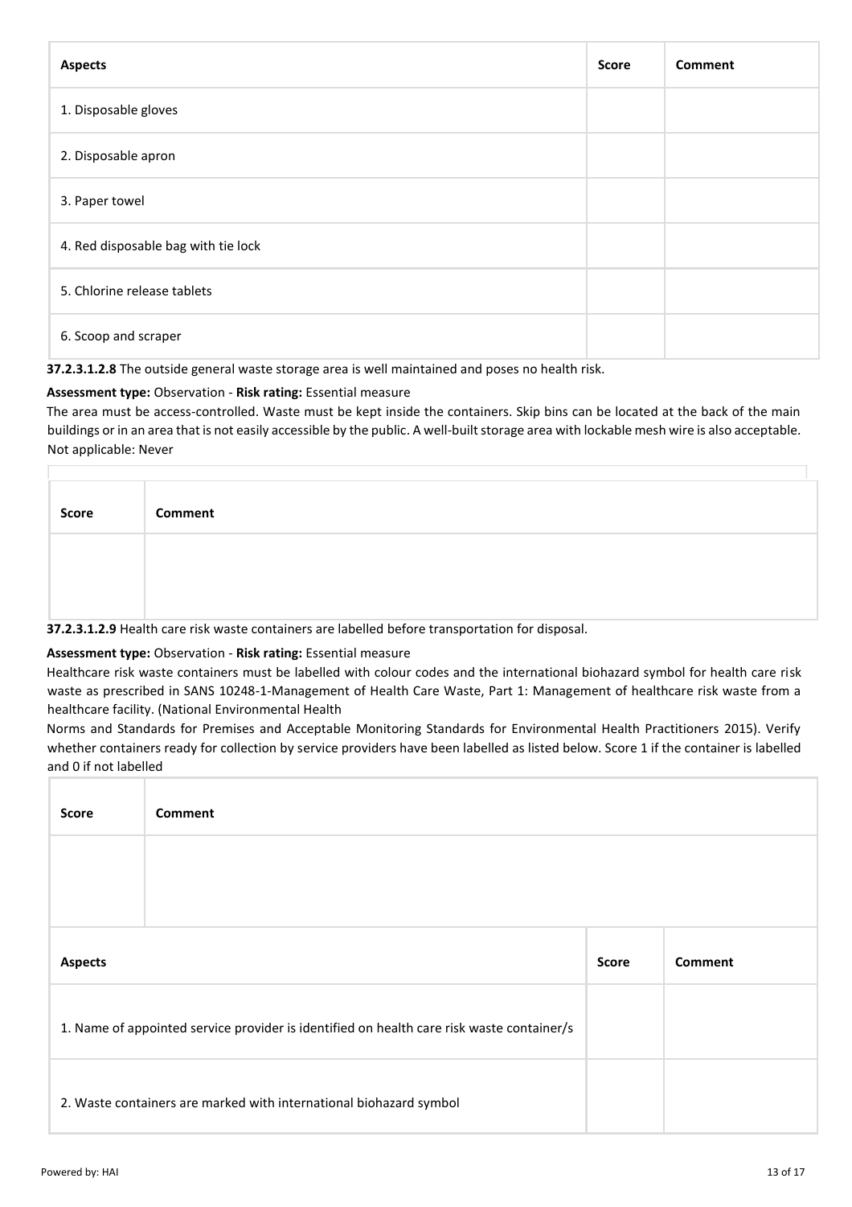| Aspects | Score | Comment |
|---|---|---|
| 1. Disposable gloves | | |
| 2. Disposable apron | | |
| 3. Paper towel | | |
| 4. Red disposable bag with tie lock | | |
| 5. Chlorine release tablets | | |
| 6. Scoop and scraper | | |

**37.2.3.1.2.8** The outside general waste storage area is well maintained and poses no health risk.

**Assessment type:** Observation - **Risk rating:** Essential measure

The area must be access-controlled. Waste must be kept inside the containers. Skip bins can be located at the back of the main buildings or in an area that is not easily accessible by the public. A well-built storage area with lockable mesh wire is also acceptable.
Not applicable: Never

| Score | Comment |
|---|---|
| | |

**37.2.3.1.2.9** Health care risk waste containers are labelled before transportation for disposal.

**Assessment type:** Observation - **Risk rating:** Essential measure

Healthcare risk waste containers must be labelled with colour codes and the international biohazard symbol for health care risk waste as prescribed in SANS 10248-1-Management of Health Care Waste, Part 1: Management of healthcare risk waste from a healthcare facility. (National Environmental Health
Norms and Standards for Premises and Acceptable Monitoring Standards for Environmental Health Practitioners 2015). Verify whether containers ready for collection by service providers have been labelled as listed below. Score 1 if the container is labelled and 0 if not labelled

| Score | Comment |
|---|---|
| | |

| Aspects | Score | Comment |
|---|---|---|
| 1. Name of appointed service provider is identified on health care risk waste container/s | | |
| 2. Waste containers are marked with international biohazard symbol | | |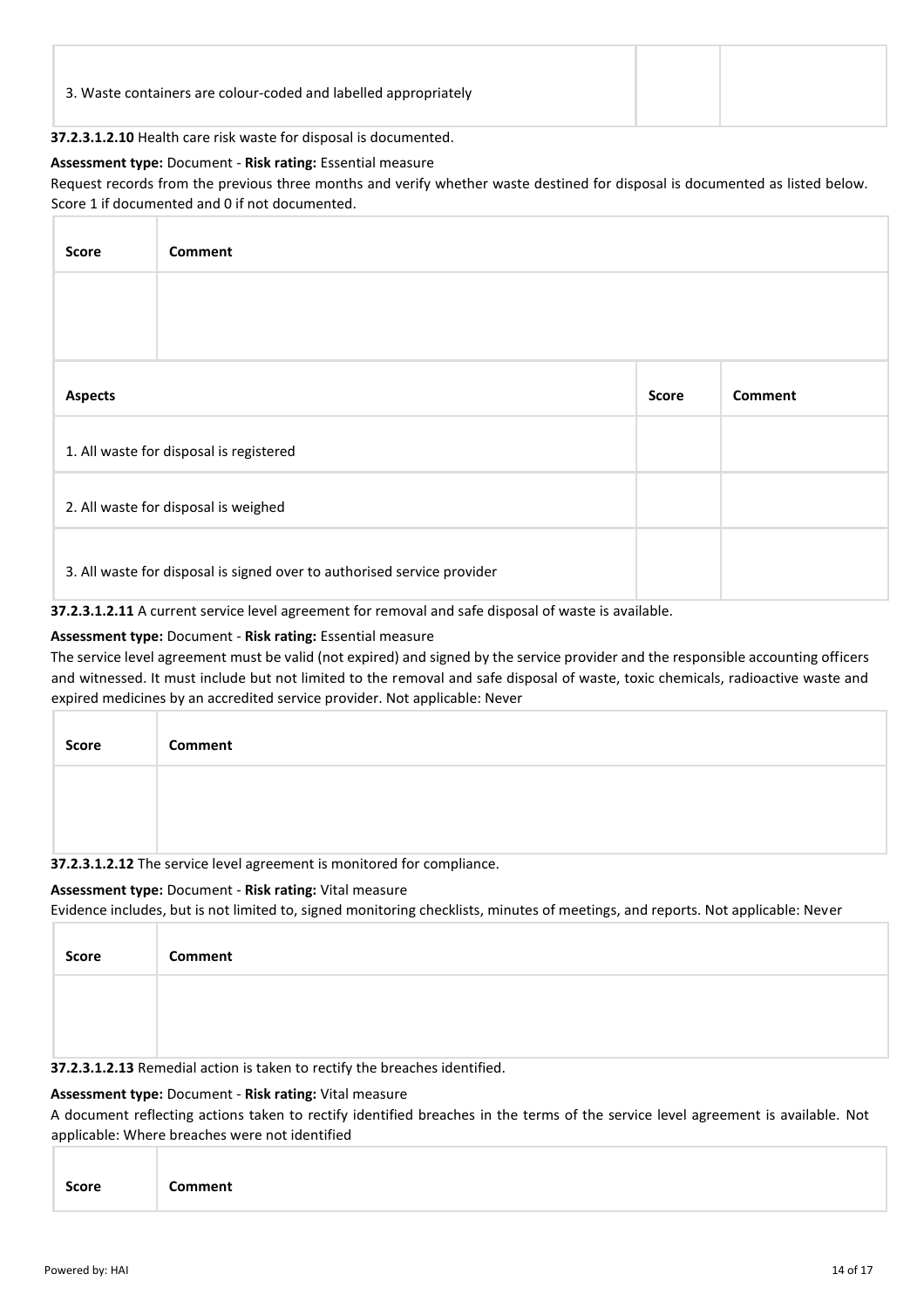| 3. Waste containers are colour-coded and labelled appropriately | | |
|---|---|---|

**37.2.3.1.2.10** Health care risk waste for disposal is documented.

**Assessment type:** Document - **Risk rating:** Essential measure

Request records from the previous three months and verify whether waste destined for disposal is documented as listed below. Score 1 if documented and 0 if not documented.

| Score | Comment |
|---|---|
| | |

| Aspects | Score | Comment |
|---|---|---|
| 1. All waste for disposal is registered | | |
| 2. All waste for disposal is weighed | | |
| 3. All waste for disposal is signed over to authorised service provider | | |

**37.2.3.1.2.11** A current service level agreement for removal and safe disposal of waste is available.

**Assessment type:** Document - **Risk rating:** Essential measure

The service level agreement must be valid (not expired) and signed by the service provider and the responsible accounting officers and witnessed. It must include but not limited to the removal and safe disposal of waste, toxic chemicals, radioactive waste and expired medicines by an accredited service provider. Not applicable: Never

| Score | Comment |
|---|---|
| | |

**37.2.3.1.2.12** The service level agreement is monitored for compliance.

**Assessment type:** Document - **Risk rating:** Vital measure

Evidence includes, but is not limited to, signed monitoring checklists, minutes of meetings, and reports. Not applicable: Never

| Score | Comment |
|---|---|
| | |

**37.2.3.1.2.13** Remedial action is taken to rectify the breaches identified.

**Assessment type:** Document - **Risk rating:** Vital measure

A document reflecting actions taken to rectify identified breaches in the terms of the service level agreement is available. Not applicable: Where breaches were not identified

| Score | Comment |
|---|---|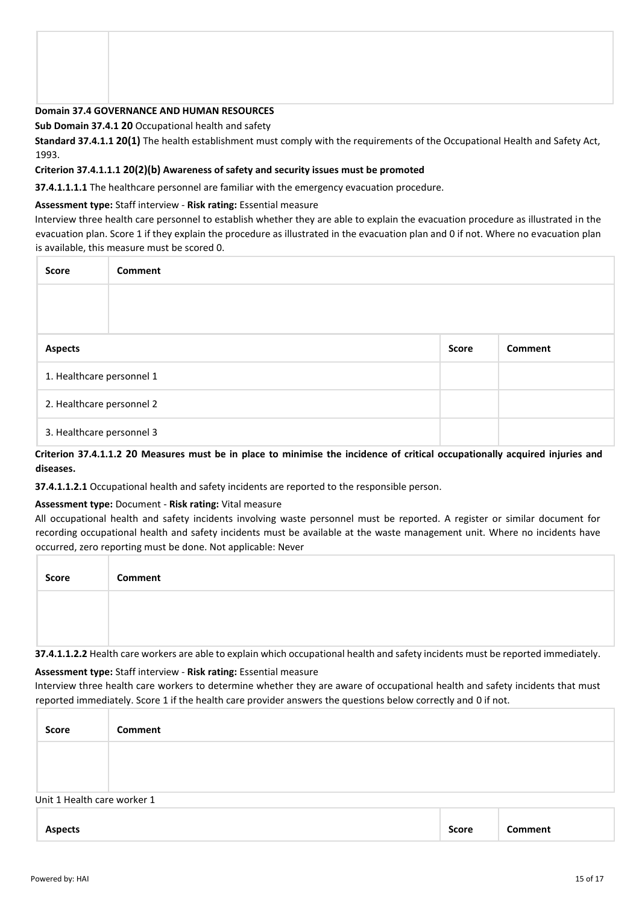| | |
|---|---|
| | |

**Domain 37.4 GOVERNANCE AND HUMAN RESOURCES**

**Sub Domain 37.4.1 20** Occupational health and safety

**Standard 37.4.1.1 20(1)** The health establishment must comply with the requirements of the Occupational Health and Safety Act, 1993.

**Criterion 37.4.1.1.1 20(2)(b) Awareness of safety and security issues must be promoted**

**37.4.1.1.1.1** The healthcare personnel are familiar with the emergency evacuation procedure.

**Assessment type:** Staff interview - **Risk rating:** Essential measure

Interview three health care personnel to establish whether they are able to explain the evacuation procedure as illustrated in the evacuation plan. Score 1 if they explain the procedure as illustrated in the evacuation plan and 0 if not. Where no evacuation plan is available, this measure must be scored 0.

| Score | Comment |
|---|---|
| | |

| Aspects | Score | Comment |
|---|---|---|
| 1. Healthcare personnel 1 | | |
| 2. Healthcare personnel 2 | | |
| 3. Healthcare personnel 3 | | |

**Criterion 37.4.1.1.2 20 Measures must be in place to minimise the incidence of critical occupationally acquired injuries and diseases.**

**37.4.1.1.2.1** Occupational health and safety incidents are reported to the responsible person.

**Assessment type:** Document - **Risk rating:** Vital measure

All occupational health and safety incidents involving waste personnel must be reported. A register or similar document for recording occupational health and safety incidents must be available at the waste management unit. Where no incidents have occurred, zero reporting must be done. Not applicable: Never

| Score | Comment |
|---|---|
| | |

**37.4.1.1.2.2** Health care workers are able to explain which occupational health and safety incidents must be reported immediately.

**Assessment type:** Staff interview - **Risk rating:** Essential measure

Interview three health care workers to determine whether they are aware of occupational health and safety incidents that must reported immediately. Score 1 if the health care provider answers the questions below correctly and 0 if not.

| Score | Comment |
|---|---|
| | |

Unit 1 Health care worker 1

| Aspects | Score | Comment |
|---|---|---|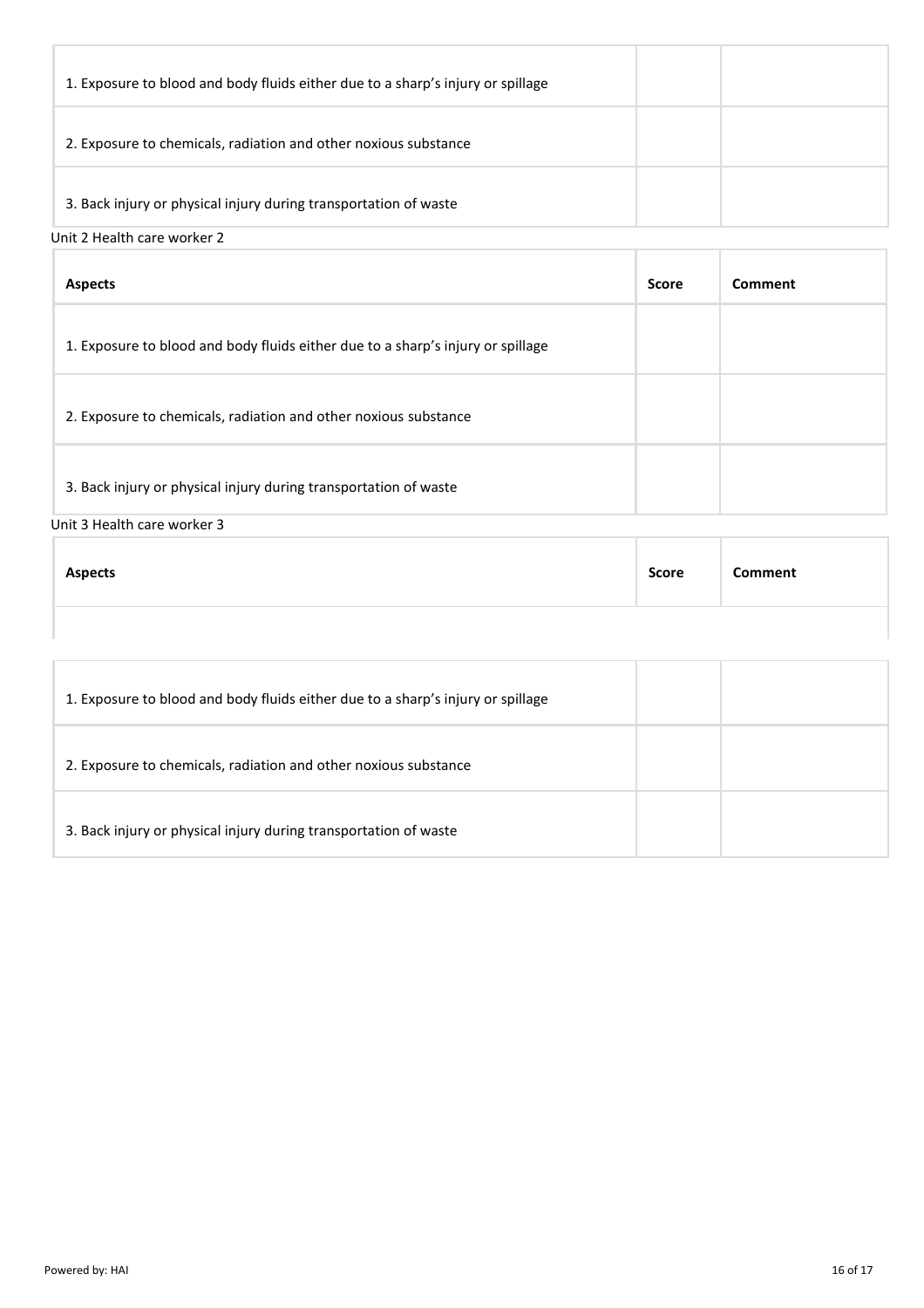| | | |
|---|---|---|
| 1. Exposure to blood and body fluids either due to a sharp's injury or spillage | | |
| 2. Exposure to chemicals, radiation and other noxious substance | | |
| 3. Back injury or physical injury during transportation of waste | | |

Unit 2 Health care worker 2

| Aspects | Score | Comment |
|---|---|---|
| 1. Exposure to blood and body fluids either due to a sharp's injury or spillage | | |
| 2. Exposure to chemicals, radiation and other noxious substance | | |
| 3. Back injury or physical injury during transportation of waste | | |

Unit 3 Health care worker 3

| Aspects | Score | Comment |
|---|---|---|
| 1. Exposure to blood and body fluids either due to a sharp's injury or spillage | | |
| 2. Exposure to chemicals, radiation and other noxious substance | | |
| 3. Back injury or physical injury during transportation of waste | | |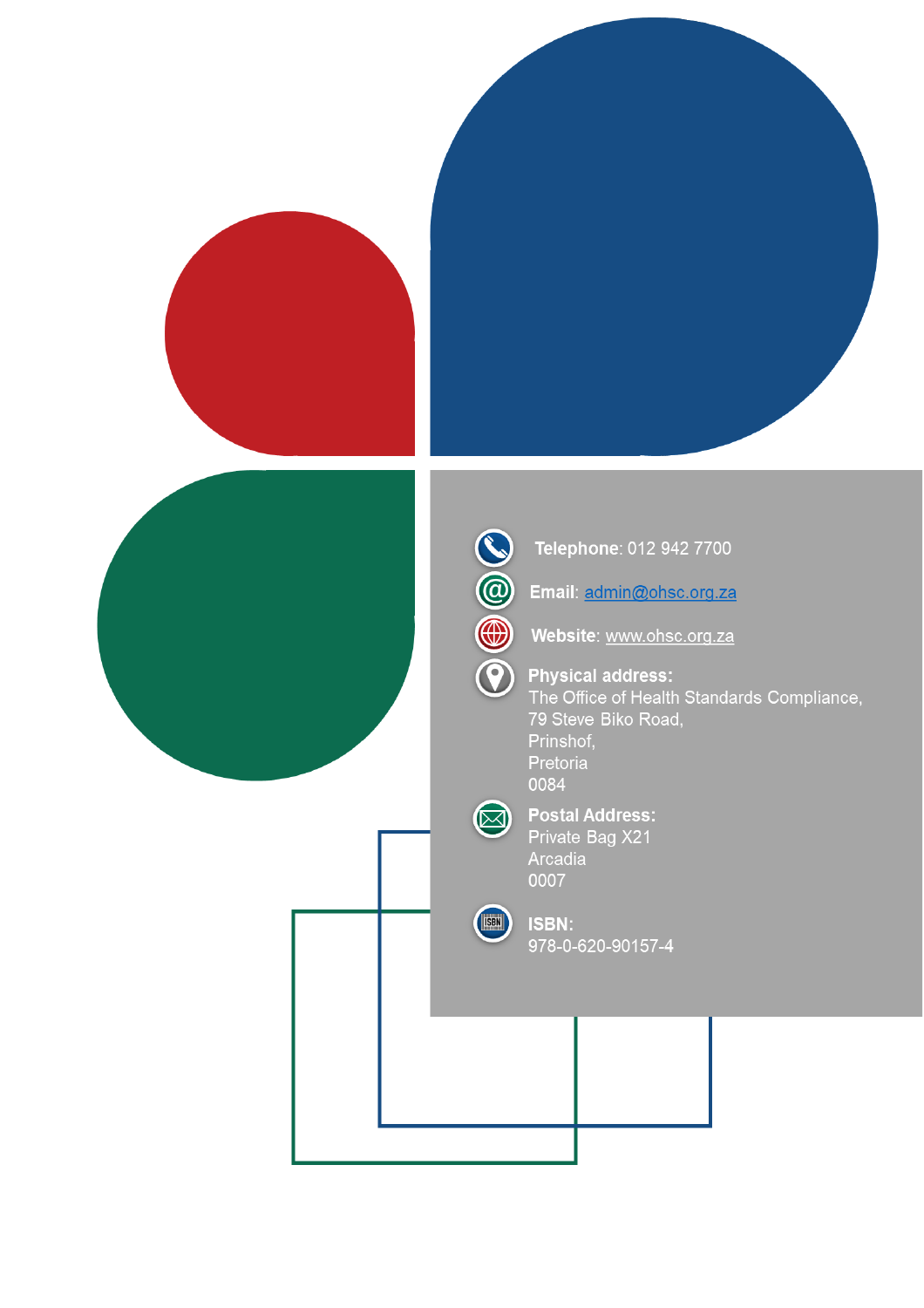**Telephone**: 012 942 7700

**Email**: admin@ohsc.org.za

**Website**: www.ohsc.org.za

**Physical address:**
The Office of Health Standards Compliance,
79 Steve Biko Road,
Prinshof,
Pretoria
0084

**Postal Address:**
Private Bag X21
Arcadia
0007

**ISBN:**
978-0-620-90157-4